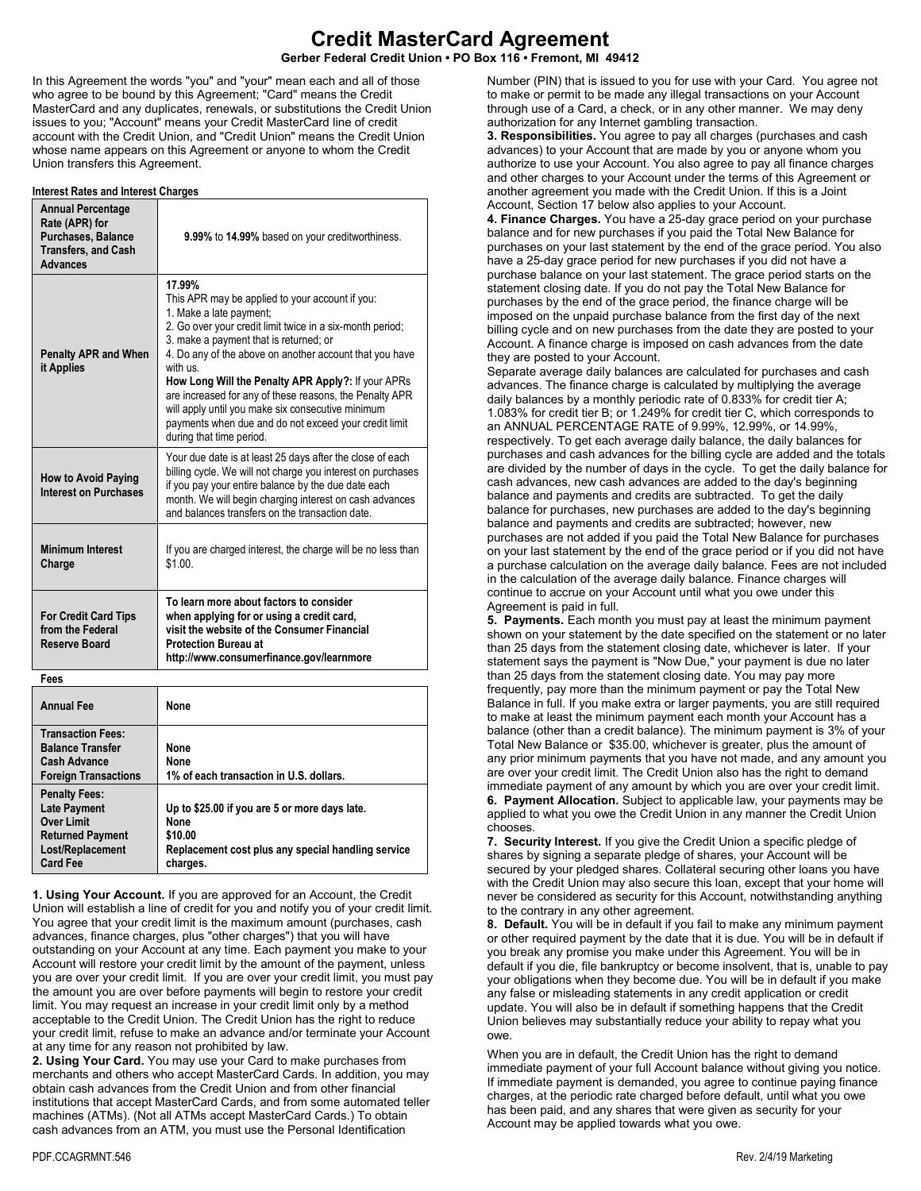# Credit MasterCard Agreement

**Gerber Federal Credit Union • PO Box 116 • Fremont, MI 49412**

In this Agreement the words "you" and "your" mean each and all of those who agree to be bound by this Agreement; "Card" means the Credit MasterCard and any duplicates, renewals, or substitutions the Credit Union issues to you; "Account" means your Credit MasterCard line of credit account with the Credit Union, and "Credit Union" means the Credit Union whose name appears on this Agreement or anyone to whom the Credit Union transfers this Agreement.

**Interest Rates and Interest Charges**

| | |
|---|---|
| **Annual Percentage Rate (APR) for Purchases, Balance Transfers, and Cash Advances** | **9.99%** to **14.99%** based on your creditworthiness. |
| **Penalty APR and When it Applies** | **17.99%**<br>This APR may be applied to your account if you:<br>1. Make a late payment;<br>2. Go over your credit limit twice in a six-month period;<br>3. make a payment that is returned; or<br>4. Do any of the above on another account that you have with us.<br>**How Long Will the Penalty APR Apply?:** If your APRs are increased for any of these reasons, the Penalty APR will apply until you make six consecutive minimum payments when due and do not exceed your credit limit during that time period. |
| **How to Avoid Paying Interest on Purchases** | Your due date is at least 25 days after the close of each billing cycle. We will not charge you interest on purchases if you pay your entire balance by the due date each month. We will begin charging interest on cash advances and balances transfers on the transaction date. |
| **Minimum Interest Charge** | If you are charged interest, the charge will be no less than $1.00. |
| **For Credit Card Tips from the Federal Reserve Board** | **To learn more about factors to consider when applying for or using a credit card, visit the website of the Consumer Financial Protection Bureau at http://www.consumerfinance.gov/learnmore** |

**Fees**

| | |
|---|---|
| **Annual Fee** | **None** |
| **Transaction Fees:**<br>**Balance Transfer**<br>**Cash Advance**<br>**Foreign Transactions** | <br>**None**<br>**None**<br>**1% of each transaction in U.S. dollars.** |
| **Penalty Fees:**<br>**Late Payment**<br>**Over Limit**<br>**Returned Payment**<br>**Lost/Replacement Card Fee** | <br>**Up to $25.00 if you are 5 or more days late.**<br>**None**<br>**$10.00**<br>**Replacement cost plus any special handling service charges.** |

**1. Using Your Account.** If you are approved for an Account, the Credit Union will establish a line of credit for you and notify you of your credit limit. You agree that your credit limit is the maximum amount (purchases, cash advances, finance charges, plus "other charges") that you will have outstanding on your Account at any time. Each payment you make to your Account will restore your credit limit by the amount of the payment, unless you are over your credit limit. If you are over your credit limit, you must pay the amount you are over before payments will begin to restore your credit limit. You may request an increase in your credit limit only by a method acceptable to the Credit Union. The Credit Union has the right to reduce your credit limit, refuse to make an advance and/or terminate your Account at any time for any reason not prohibited by law.

**2. Using Your Card.** You may use your Card to make purchases from merchants and others who accept MasterCard Cards. In addition, you may obtain cash advances from the Credit Union and from other financial institutions that accept MasterCard Cards, and from some automated teller machines (ATMs). (Not all ATMs accept MasterCard Cards.) To obtain cash advances from an ATM, you must use the Personal Identification Number (PIN) that is issued to you for use with your Card. You agree not to make or permit to be made any illegal transactions on your Account through use of a Card, a check, or in any other manner. We may deny authorization for any Internet gambling transaction.

**3. Responsibilities.** You agree to pay all charges (purchases and cash advances) to your Account that are made by you or anyone whom you authorize to use your Account. You also agree to pay all finance charges and other charges to your Account under the terms of this Agreement or another agreement you made with the Credit Union. If this is a Joint Account, Section 17 below also applies to your Account.

**4. Finance Charges.** You have a 25-day grace period on your purchase balance and for new purchases if you paid the Total New Balance for purchases on your last statement by the end of the grace period. You also have a 25-day grace period for new purchases if you did not have a purchase balance on your last statement. The grace period starts on the statement closing date. If you do not pay the Total New Balance for purchases by the end of the grace period, the finance charge will be imposed on the unpaid purchase balance from the first day of the next billing cycle and on new purchases from the date they are posted to your Account. A finance charge is imposed on cash advances from the date they are posted to your Account.

Separate average daily balances are calculated for purchases and cash advances. The finance charge is calculated by multiplying the average daily balances by a monthly periodic rate of 0.833% for credit tier A; 1.083% for credit tier B; or 1.249% for credit tier C, which corresponds to an ANNUAL PERCENTAGE RATE of 9.99%, 12.99%, or 14.99%, respectively. To get each average daily balance, the daily balances for purchases and cash advances for the billing cycle are added and the totals are divided by the number of days in the cycle. To get the daily balance for cash advances, new cash advances are added to the day's beginning balance and payments and credits are subtracted. To get the daily balance for purchases, new purchases are added to the day's beginning balance and payments and credits are subtracted; however, new purchases are not added if you paid the Total New Balance for purchases on your last statement by the end of the grace period or if you did not have a purchase calculation on the average daily balance. Fees are not included in the calculation of the average daily balance. Finance charges will continue to accrue on your Account until what you owe under this Agreement is paid in full.

**5. Payments.** Each month you must pay at least the minimum payment shown on your statement by the date specified on the statement or no later than 25 days from the statement closing date, whichever is later. If your statement says the payment is "Now Due," your payment is due no later than 25 days from the statement closing date. You may pay more frequently, pay more than the minimum payment or pay the Total New Balance in full. If you make extra or larger payments, you are still required to make at least the minimum payment each month your Account has a balance (other than a credit balance). The minimum payment is 3% of your Total New Balance or $35.00, whichever is greater, plus the amount of any prior minimum payments that you have not made, and any amount you are over your credit limit. The Credit Union also has the right to demand immediate payment of any amount by which you are over your credit limit.

**6. Payment Allocation.** Subject to applicable law, your payments may be applied to what you owe the Credit Union in any manner the Credit Union chooses.

**7. Security Interest.** If you give the Credit Union a specific pledge of shares by signing a separate pledge of shares, your Account will be secured by your pledged shares. Collateral securing other loans you have with the Credit Union may also secure this loan, except that your home will never be considered as security for this Account, notwithstanding anything to the contrary in any other agreement.

**8. Default.** You will be in default if you fail to make any minimum payment or other required payment by the date that it is due. You will be in default if you break any promise you make under this Agreement. You will be in default if you die, file bankruptcy or become insolvent, that is, unable to pay your obligations when they become due. You will be in default if you make any false or misleading statements in any credit application or credit update. You will also be in default if something happens that the Credit Union believes may substantially reduce your ability to repay what you owe.

When you are in default, the Credit Union has the right to demand immediate payment of your full Account balance without giving you notice. If immediate payment is demanded, you agree to continue paying finance charges, at the periodic rate charged before default, until what you owe has been paid, and any shares that were given as security for your Account may be applied towards what you owe.

PDF.CCAGRMNT.546 Rev. 2/4/19 Marketing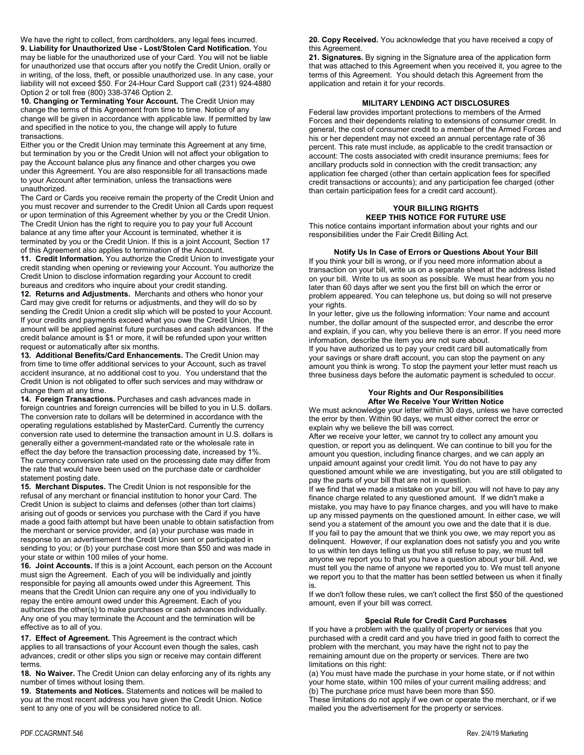We have the right to collect, from cardholders, any legal fees incurred.

**9. Liability for Unauthorized Use - Lost/Stolen Card Notification.** You may be liable for the unauthorized use of your Card. You will not be liable for unauthorized use that occurs after you notify the Credit Union, orally or in writing, of the loss, theft, or possible unauthorized use. In any case, your liability will not exceed $50. For 24-Hour Card Support call (231) 924-4880 Option 2 or toll free (800) 338-3746 Option 2.

**10. Changing or Terminating Your Account.** The Credit Union may change the terms of this Agreement from time to time. Notice of any change will be given in accordance with applicable law. If permitted by law and specified in the notice to you, the change will apply to future transactions.

Either you or the Credit Union may terminate this Agreement at any time, but termination by you or the Credit Union will not affect your obligation to pay the Account balance plus any finance and other charges you owe under this Agreement. You are also responsible for all transactions made to your Account after termination, unless the transactions were unauthorized.

The Card or Cards you receive remain the property of the Credit Union and you must recover and surrender to the Credit Union all Cards upon request or upon termination of this Agreement whether by you or the Credit Union. The Credit Union has the right to require you to pay your full Account balance at any time after your Account is terminated, whether it is terminated by you or the Credit Union. If this is a joint Account, Section 17 of this Agreement also applies to termination of the Account.

**11. Credit Information.** You authorize the Credit Union to investigate your credit standing when opening or reviewing your Account. You authorize the Credit Union to disclose information regarding your Account to credit bureaus and creditors who inquire about your credit standing.

**12. Returns and Adjustments.** Merchants and others who honor your Card may give credit for returns or adjustments, and they will do so by sending the Credit Union a credit slip which will be posted to your Account. If your credits and payments exceed what you owe the Credit Union, the amount will be applied against future purchases and cash advances. If the credit balance amount is $1 or more, it will be refunded upon your written request or automatically after six months.

**13. Additional Benefits/Card Enhancements.** The Credit Union may from time to time offer additional services to your Account, such as travel accident insurance, at no additional cost to you. You understand that the Credit Union is not obligated to offer such services and may withdraw or change them at any time.

**14. Foreign Transactions.** Purchases and cash advances made in foreign countries and foreign currencies will be billed to you in U.S. dollars. The conversion rate to dollars will be determined in accordance with the operating regulations established by MasterCard. Currently the currency conversion rate used to determine the transaction amount in U.S. dollars is generally either a government-mandated rate or the wholesale rate in effect the day before the transaction processing date, increased by 1%. The currency conversion rate used on the processing date may differ from the rate that would have been used on the purchase date or cardholder statement posting date.

**15. Merchant Disputes.** The Credit Union is not responsible for the refusal of any merchant or financial institution to honor your Card. The Credit Union is subject to claims and defenses (other than tort claims) arising out of goods or services you purchase with the Card if you have made a good faith attempt but have been unable to obtain satisfaction from the merchant or service provider, and (a) your purchase was made in response to an advertisement the Credit Union sent or participated in sending to you; or (b) your purchase cost more than $50 and was made in your state or within 100 miles of your home.

**16. Joint Accounts.** If this is a joint Account, each person on the Account must sign the Agreement. Each of you will be individually and jointly responsible for paying all amounts owed under this Agreement. This means that the Credit Union can require any one of you individually to repay the entire amount owed under this Agreement. Each of you authorizes the other(s) to make purchases or cash advances individually. Any one of you may terminate the Account and the termination will be effective as to all of you.

**17. Effect of Agreement.** This Agreement is the contract which applies to all transactions of your Account even though the sales, cash advances, credit or other slips you sign or receive may contain different terms.

**18. No Waiver.** The Credit Union can delay enforcing any of its rights any number of times without losing them.

**19. Statements and Notices.** Statements and notices will be mailed to you at the most recent address you have given the Credit Union. Notice sent to any one of you will be considered notice to all.

**20. Copy Received.** You acknowledge that you have received a copy of this Agreement.

**21. Signatures.** By signing in the Signature area of the application form that was attached to this Agreement when you received it, you agree to the terms of this Agreement. You should detach this Agreement from the application and retain it for your records.

## MILITARY LENDING ACT DISCLOSURES

Federal law provides important protections to members of the Armed Forces and their dependents relating to extensions of consumer credit. In general, the cost of consumer credit to a member of the Armed Forces and his or her dependent may not exceed an annual percentage rate of 36 percent. This rate must include, as applicable to the credit transaction or account: The costs associated with credit insurance premiums; fees for ancillary products sold in connection with the credit transaction; any application fee charged (other than certain application fees for specified credit transactions or accounts); and any participation fee charged (other than certain participation fees for a credit card account).

## YOUR BILLING RIGHTS
## KEEP THIS NOTICE FOR FUTURE USE

This notice contains important information about your rights and our responsibilities under the Fair Credit Billing Act.

### Notify Us In Case of Errors or Questions About Your Bill

If you think your bill is wrong, or if you need more information about a transaction on your bill, write us on a separate sheet at the address listed on your bill. Write to us as soon as possible. We must hear from you no later than 60 days after we sent you the first bill on which the error or problem appeared. You can telephone us, but doing so will not preserve your rights.

In your letter, give us the following information: Your name and account number, the dollar amount of the suspected error, and describe the error and explain, if you can, why you believe there is an error. If you need more information, describe the item you are not sure about.

If you have authorized us to pay your credit card bill automatically from your savings or share draft account, you can stop the payment on any amount you think is wrong. To stop the payment your letter must reach us three business days before the automatic payment is scheduled to occur.

### Your Rights and Our Responsibilities After We Receive Your Written Notice

We must acknowledge your letter within 30 days, unless we have corrected the error by then. Within 90 days, we must either correct the error or explain why we believe the bill was correct.

After we receive your letter, we cannot try to collect any amount you question, or report you as delinquent. We can continue to bill you for the amount you question, including finance charges, and we can apply an unpaid amount against your credit limit. You do not have to pay any questioned amount while we are investigating, but you are still obligated to pay the parts of your bill that are not in question.

If we find that we made a mistake on your bill, you will not have to pay any finance charge related to any questioned amount. If we didn't make a mistake, you may have to pay finance charges, and you will have to make up any missed payments on the questioned amount. In either case, we will send you a statement of the amount you owe and the date that it is due.

If you fail to pay the amount that we think you owe, we may report you as delinquent. However, if our explanation does not satisfy you and you write to us within ten days telling us that you still refuse to pay, we must tell anyone we report you to that you have a question about your bill. And, we must tell you the name of anyone we reported you to. We must tell anyone we report you to that the matter has been settled between us when it finally is.

If we don't follow these rules, we can't collect the first $50 of the questioned amount, even if your bill was correct.

### Special Rule for Credit Card Purchases

If you have a problem with the quality of property or services that you purchased with a credit card and you have tried in good faith to correct the problem with the merchant, you may have the right not to pay the remaining amount due on the property or services. There are two limitations on this right:

(a) You must have made the purchase in your home state, or if not within your home state, within 100 miles of your current mailing address; and

(b) The purchase price must have been more than $50.

These limitations do not apply if we own or operate the merchant, or if we mailed you the advertisement for the property or services.

PDF.CCAGRMNT.546 Rev. 2/4/19 Marketing